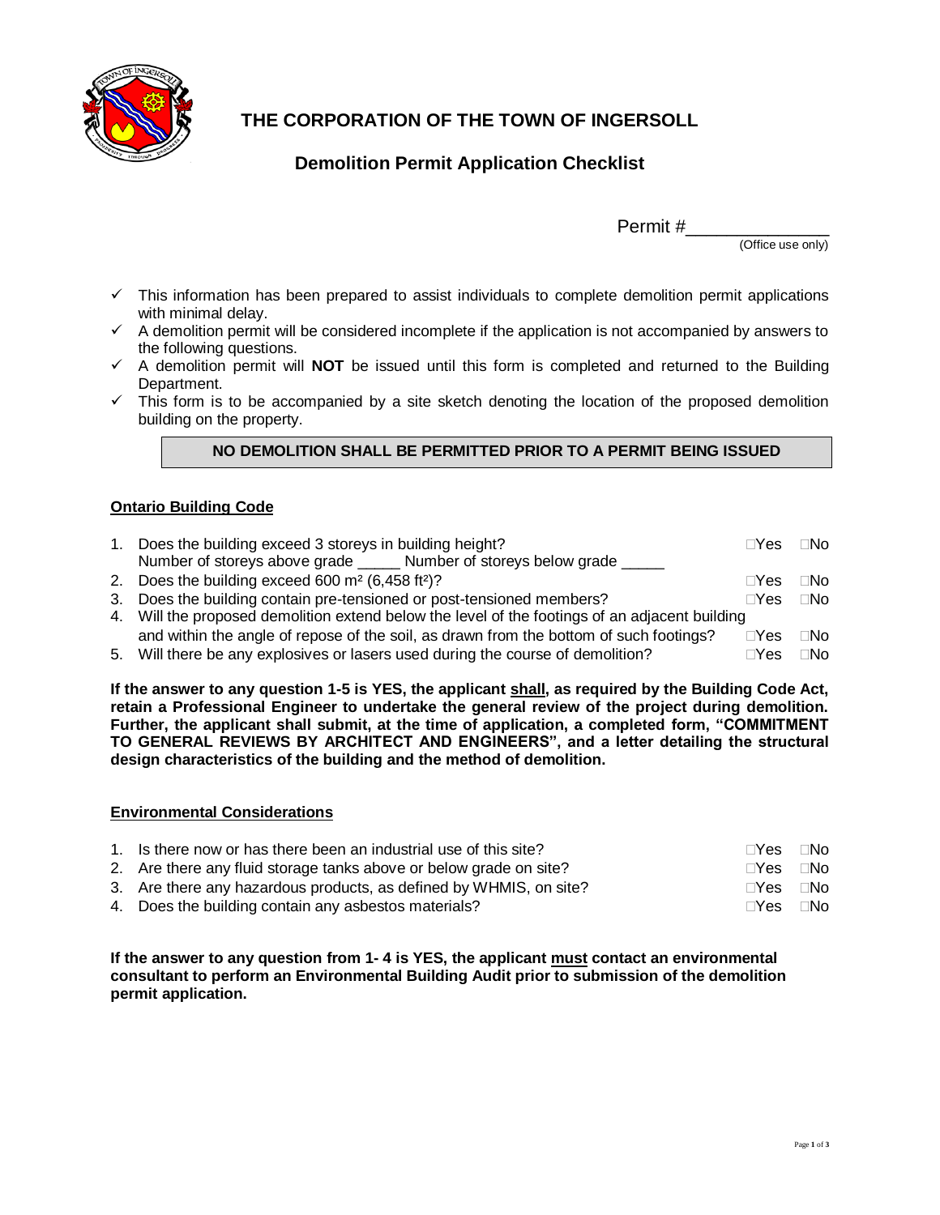# THE CORPORATION OF THE TOWN OF INGERSOLL

## Demolition Permit Application Checklist

Permit #______________
(Office use only)

- ✓ This information has been prepared to assist individuals to complete demolition permit applications with minimal delay.
- ✓ A demolition permit will be considered incomplete if the application is not accompanied by answers to the following questions.
- ✓ A demolition permit will **NOT** be issued until this form is completed and returned to the Building Department.
- ✓ This form is to be accompanied by a site sketch denoting the location of the proposed demolition building on the property.

**NO DEMOLITION SHALL BE PERMITTED PRIOR TO A PERMIT BEING ISSUED**

### Ontario Building Code

1. Does the building exceed 3 storeys in building height? ☐Yes ☐No
   Number of storeys above grade _____ Number of storeys below grade _____
2. Does the building exceed 600 m² (6,458 ft²)? ☐Yes ☐No
3. Does the building contain pre-tensioned or post-tensioned members? ☐Yes ☐No
4. Will the proposed demolition extend below the level of the footings of an adjacent building and within the angle of repose of the soil, as drawn from the bottom of such footings? ☐Yes ☐No
5. Will there be any explosives or lasers used during the course of demolition? ☐Yes ☐No

**If the answer to any question 1-5 is YES, the applicant shall, as required by the Building Code Act, retain a Professional Engineer to undertake the general review of the project during demolition. Further, the applicant shall submit, at the time of application, a completed form, "COMMITMENT TO GENERAL REVIEWS BY ARCHITECT AND ENGINEERS", and a letter detailing the structural design characteristics of the building and the method of demolition.**

### Environmental Considerations

1. Is there now or has there been an industrial use of this site? ☐Yes ☐No
2. Are there any fluid storage tanks above or below grade on site? ☐Yes ☐No
3. Are there any hazardous products, as defined by WHMIS, on site? ☐Yes ☐No
4. Does the building contain any asbestos materials? ☐Yes ☐No

**If the answer to any question from 1- 4 is YES, the applicant must contact an environmental consultant to perform an Environmental Building Audit prior to submission of the demolition permit application.**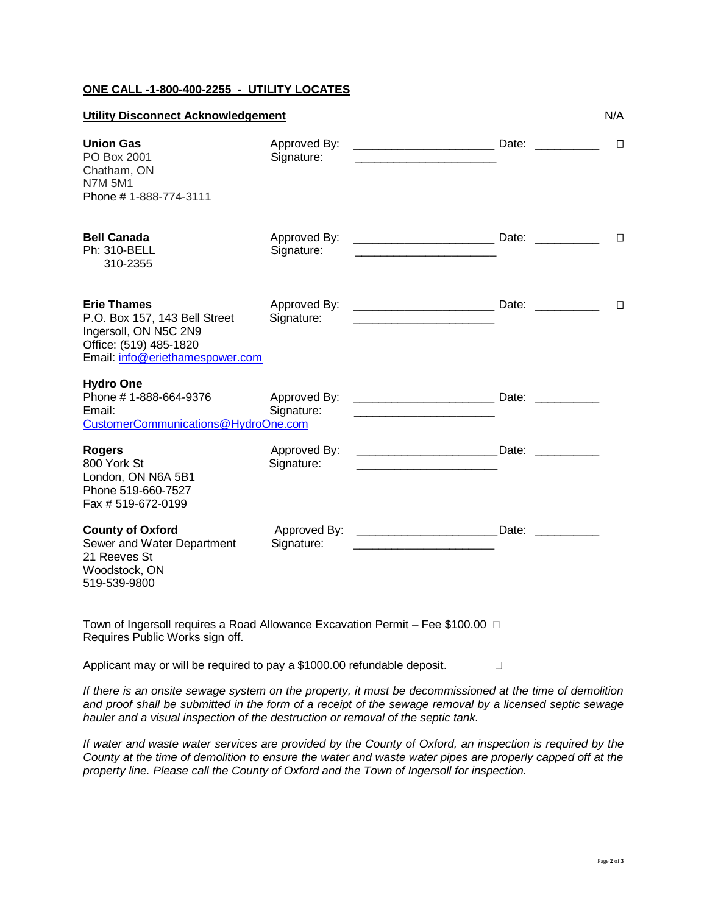**ONE CALL -1-800-400-2255 - UTILITY LOCATES**

**Utility Disconnect Acknowledgement** N/A

| | | | | |
|---|---|---|---|---|
| **Union Gas**<br>PO Box 2001<br>Chatham, ON<br>N7M 5M1<br>Phone # 1-888-774-3111 | Approved By:<br>Signature: | ____________________<br>____________________ | Date: __________ | ☐ |
| **Bell Canada**<br>Ph: 310-BELL<br>310-2355 | Approved By:<br>Signature: | ____________________<br>____________________ | Date: __________ | ☐ |
| **Erie Thames**<br>P.O. Box 157, 143 Bell Street<br>Ingersoll, ON N5C 2N9<br>Office: (519) 485-1820<br>Email: info@eriethamespower.com | Approved By:<br>Signature: | ____________________<br>____________________ | Date: __________ | ☐ |
| **Hydro One**<br>Phone # 1-888-664-9376<br>Email:<br>CustomerCommunications@HydroOne.com | Approved By:<br>Signature: | ____________________<br>____________________ | Date: __________ | |
| **Rogers**<br>800 York St<br>London, ON N6A 5B1<br>Phone 519-660-7527<br>Fax # 519-672-0199 | Approved By:<br>Signature: | ____________________<br>____________________ | Date: __________ | |
| **County of Oxford**<br>Sewer and Water Department<br>21 Reeves St<br>Woodstock, ON<br>519-539-9800 | Approved By:<br>Signature: | ____________________<br>____________________ | Date: __________ | |

Town of Ingersoll requires a Road Allowance Excavation Permit – Fee $100.00 ☐
Requires Public Works sign off.

Applicant may or will be required to pay a $1000.00 refundable deposit. ☐

*If there is an onsite sewage system on the property, it must be decommissioned at the time of demolition and proof shall be submitted in the form of a receipt of the sewage removal by a licensed septic sewage hauler and a visual inspection of the destruction or removal of the septic tank.*

*If water and waste water services are provided by the County of Oxford, an inspection is required by the County at the time of demolition to ensure the water and waste water pipes are properly capped off at the property line. Please call the County of Oxford and the Town of Ingersoll for inspection.*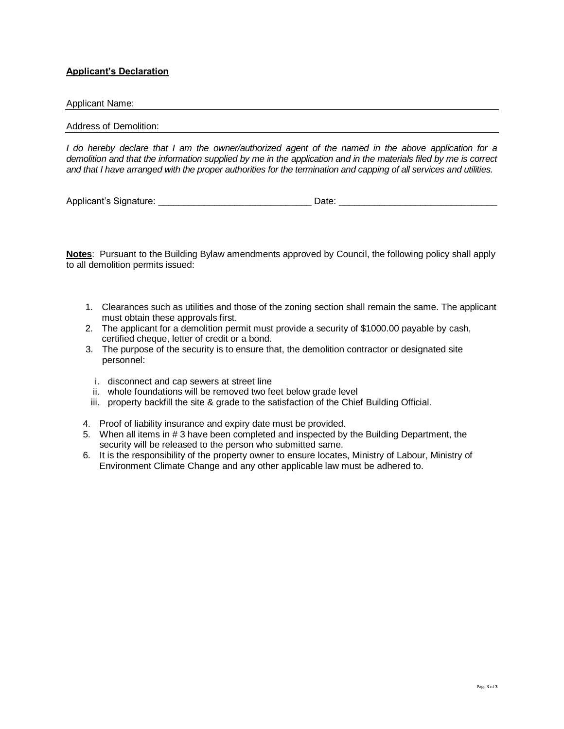**Applicant's Declaration**

Applicant Name: ______________________________

Address of Demolition: ______________________________

*I do hereby declare that I am the owner/authorized agent of the named in the above application for a demolition and that the information supplied by me in the application and in the materials filed by me is correct and that I have arranged with the proper authorities for the termination and capping of all services and utilities.*

Applicant's Signature: ______________________________ Date: ______________________________

**Notes**: Pursuant to the Building Bylaw amendments approved by Council, the following policy shall apply to all demolition permits issued:

1. Clearances such as utilities and those of the zoning section shall remain the same. The applicant must obtain these approvals first.
2. The applicant for a demolition permit must provide a security of $1000.00 payable by cash, certified cheque, letter of credit or a bond.
3. The purpose of the security is to ensure that, the demolition contractor or designated site personnel:

   i. disconnect and cap sewers at street line
   ii. whole foundations will be removed two feet below grade level
   iii. property backfill the site & grade to the satisfaction of the Chief Building Official.

4. Proof of liability insurance and expiry date must be provided.
5. When all items in # 3 have been completed and inspected by the Building Department, the security will be released to the person who submitted same.
6. It is the responsibility of the property owner to ensure locates, Ministry of Labour, Ministry of Environment Climate Change and any other applicable law must be adhered to.